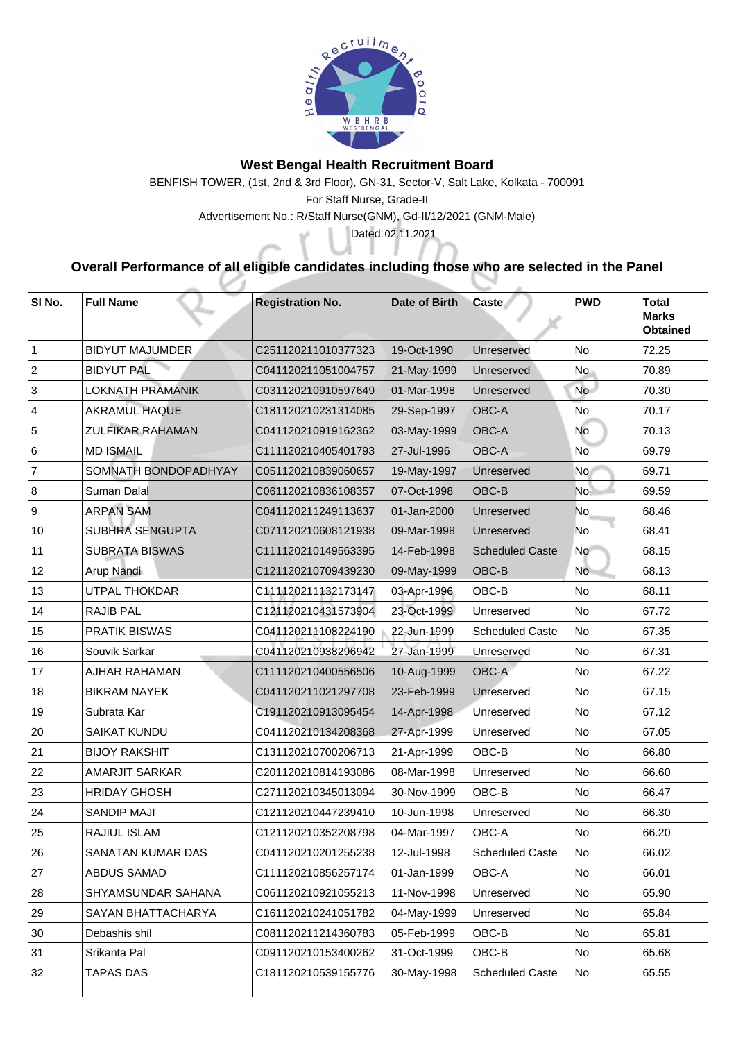# West Bengal Health Recruitment Board

BENFISH TOWER, (1st, 2nd & 3rd Floor), GN-31, Sector-V, Salt Lake, Kolkata - 700091

For Staff Nurse, Grade-II

Advertisement No.: R/Staff Nurse(GNM), Gd-II/12/2021 (GNM-Male)

Dated: 02.11.2021

## Overall Performance of all eligible candidates including those who are selected in the Panel

| Sl No. | Full Name | Registration No. | Date of Birth | Caste | PWD | Total Marks Obtained |
|---|---|---|---|---|---|---|
| 1 | BIDYUT MAJUMDER | C251120211010377323 | 19-Oct-1990 | Unreserved | No | 72.25 |
| 2 | BIDYUT PAL | C041120211051004757 | 21-May-1999 | Unreserved | No | 70.89 |
| 3 | LOKNATH PRAMANIK | C031120210910597649 | 01-Mar-1998 | Unreserved | No | 70.30 |
| 4 | AKRAMUL HAQUE | C181120210231314085 | 29-Sep-1997 | OBC-A | No | 70.17 |
| 5 | ZULFIKAR RAHAMAN | C041120210919162362 | 03-May-1999 | OBC-A | No | 70.13 |
| 6 | MD ISMAIL | C111120210405401793 | 27-Jul-1996 | OBC-A | No | 69.79 |
| 7 | SOMNATH BONDOPADHYAY | C051120210839060657 | 19-May-1997 | Unreserved | No | 69.71 |
| 8 | Suman Dalal | C061120210836108357 | 07-Oct-1998 | OBC-B | No | 69.59 |
| 9 | ARPAN SAM | C041120211249113637 | 01-Jan-2000 | Unreserved | No | 68.46 |
| 10 | SUBHRA SENGUPTA | C071120210608121938 | 09-Mar-1998 | Unreserved | No | 68.41 |
| 11 | SUBRATA BISWAS | C111120210149563395 | 14-Feb-1998 | Scheduled Caste | No | 68.15 |
| 12 | Arup Nandi | C121120210709439230 | 09-May-1999 | OBC-B | No | 68.13 |
| 13 | UTPAL THOKDAR | C111120211132173147 | 03-Apr-1996 | OBC-B | No | 68.11 |
| 14 | RAJIB PAL | C121120210431573904 | 23-Oct-1999 | Unreserved | No | 67.72 |
| 15 | PRATIK BISWAS | C041120211108224190 | 22-Jun-1999 | Scheduled Caste | No | 67.35 |
| 16 | Souvik Sarkar | C041120210938296942 | 27-Jan-1999 | Unreserved | No | 67.31 |
| 17 | AJHAR RAHAMAN | C111120210400556506 | 10-Aug-1999 | OBC-A | No | 67.22 |
| 18 | BIKRAM NAYEK | C041120211021297708 | 23-Feb-1999 | Unreserved | No | 67.15 |
| 19 | Subrata Kar | C191120210913095454 | 14-Apr-1998 | Unreserved | No | 67.12 |
| 20 | SAIKAT KUNDU | C041120210134208368 | 27-Apr-1999 | Unreserved | No | 67.05 |
| 21 | BIJOY RAKSHIT | C131120210700206713 | 21-Apr-1999 | OBC-B | No | 66.80 |
| 22 | AMARJIT SARKAR | C201120210814193086 | 08-Mar-1998 | Unreserved | No | 66.60 |
| 23 | HRIDAY GHOSH | C271120210345013094 | 30-Nov-1999 | OBC-B | No | 66.47 |
| 24 | SANDIP MAJI | C121120210447239410 | 10-Jun-1998 | Unreserved | No | 66.30 |
| 25 | RAJIUL ISLAM | C121120210352208798 | 04-Mar-1997 | OBC-A | No | 66.20 |
| 26 | SANATAN KUMAR DAS | C041120210201255238 | 12-Jul-1998 | Scheduled Caste | No | 66.02 |
| 27 | ABDUS SAMAD | C111120210856257174 | 01-Jan-1999 | OBC-A | No | 66.01 |
| 28 | SHYAMSUNDAR SAHANA | C061120210921055213 | 11-Nov-1998 | Unreserved | No | 65.90 |
| 29 | SAYAN BHATTACHARYA | C161120210241051782 | 04-May-1999 | Unreserved | No | 65.84 |
| 30 | Debashis shil | C081120211214360783 | 05-Feb-1999 | OBC-B | No | 65.81 |
| 31 | Srikanta Pal | C091120210153400262 | 31-Oct-1999 | OBC-B | No | 65.68 |
| 32 | TAPAS DAS | C181120210539155776 | 30-May-1998 | Scheduled Caste | No | 65.55 |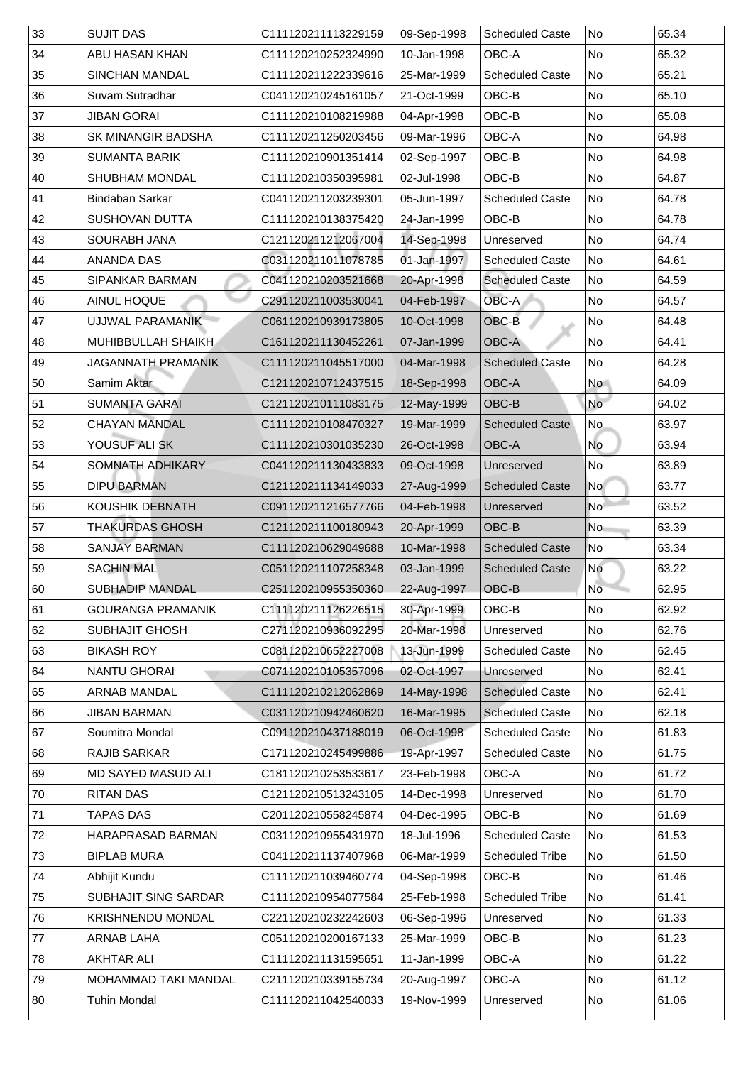| 33 | SUJIT DAS | C111120211113229159 | 09-Sep-1998 | Scheduled Caste | No | 65.34 |
|---|---|---|---|---|---|---|
| 34 | ABU HASAN KHAN | C111120210252324990 | 10-Jan-1998 | OBC-A | No | 65.32 |
| 35 | SINCHAN MANDAL | C111120211222339616 | 25-Mar-1999 | Scheduled Caste | No | 65.21 |
| 36 | Suvam Sutradhar | C041120210245161057 | 21-Oct-1999 | OBC-B | No | 65.10 |
| 37 | JIBAN GORAI | C111120210108219988 | 04-Apr-1998 | OBC-B | No | 65.08 |
| 38 | SK MINANGIR BADSHA | C111120211250203456 | 09-Mar-1996 | OBC-A | No | 64.98 |
| 39 | SUMANTA BARIK | C111120210901351414 | 02-Sep-1997 | OBC-B | No | 64.98 |
| 40 | SHUBHAM MONDAL | C111120210350395981 | 02-Jul-1998 | OBC-B | No | 64.87 |
| 41 | Bindaban Sarkar | C041120211203239301 | 05-Jun-1997 | Scheduled Caste | No | 64.78 |
| 42 | SUSHOVAN DUTTA | C111120210138375420 | 24-Jan-1999 | OBC-B | No | 64.78 |
| 43 | SOURABH JANA | C121120211212067004 | 14-Sep-1998 | Unreserved | No | 64.74 |
| 44 | ANANDA DAS | C031120211011078785 | 01-Jan-1997 | Scheduled Caste | No | 64.61 |
| 45 | SIPANKAR BARMAN | C041120210203521668 | 20-Apr-1998 | Scheduled Caste | No | 64.59 |
| 46 | AINUL HOQUE | C291120211003530041 | 04-Feb-1997 | OBC-A | No | 64.57 |
| 47 | UJJWAL PARAMANIK | C061120210939173805 | 10-Oct-1998 | OBC-B | No | 64.48 |
| 48 | MUHIBBULLAH SHAIKH | C161120211130452261 | 07-Jan-1999 | OBC-A | No | 64.41 |
| 49 | JAGANNATH PRAMANIK | C111120211045517000 | 04-Mar-1998 | Scheduled Caste | No | 64.28 |
| 50 | Samim Aktar | C121120210712437515 | 18-Sep-1998 | OBC-A | No | 64.09 |
| 51 | SUMANTA GARAI | C121120210111083175 | 12-May-1999 | OBC-B | No | 64.02 |
| 52 | CHAYAN MANDAL | C111120210108470327 | 19-Mar-1999 | Scheduled Caste | No | 63.97 |
| 53 | YOUSUF ALI SK | C111120210301035230 | 26-Oct-1998 | OBC-A | No | 63.94 |
| 54 | SOMNATH ADHIKARY | C041120211130433833 | 09-Oct-1998 | Unreserved | No | 63.89 |
| 55 | DIPU BARMAN | C121120211134149033 | 27-Aug-1999 | Scheduled Caste | No | 63.77 |
| 56 | KOUSHIK DEBNATH | C091120211216577766 | 04-Feb-1998 | Unreserved | No | 63.52 |
| 57 | THAKURDAS GHOSH | C121120211100180943 | 20-Apr-1999 | OBC-B | No | 63.39 |
| 58 | SANJAY BARMAN | C111120210629049688 | 10-Mar-1998 | Scheduled Caste | No | 63.34 |
| 59 | SACHIN MAL | C051120211107258348 | 03-Jan-1999 | Scheduled Caste | No | 63.22 |
| 60 | SUBHADIP MANDAL | C251120210955350360 | 22-Aug-1997 | OBC-B | No | 62.95 |
| 61 | GOURANGA PRAMANIK | C111120211126226515 | 30-Apr-1999 | OBC-B | No | 62.92 |
| 62 | SUBHAJIT GHOSH | C271120210936092295 | 20-Mar-1998 | Unreserved | No | 62.76 |
| 63 | BIKASH ROY | C081120210652227008 | 13-Jun-1999 | Scheduled Caste | No | 62.45 |
| 64 | NANTU GHORAI | C071120210105357096 | 02-Oct-1997 | Unreserved | No | 62.41 |
| 65 | ARNAB MANDAL | C111120210212062869 | 14-May-1998 | Scheduled Caste | No | 62.41 |
| 66 | JIBAN BARMAN | C031120210942460620 | 16-Mar-1995 | Scheduled Caste | No | 62.18 |
| 67 | Soumitra Mondal | C091120210437188019 | 06-Oct-1998 | Scheduled Caste | No | 61.83 |
| 68 | RAJIB SARKAR | C171120210245499886 | 19-Apr-1997 | Scheduled Caste | No | 61.75 |
| 69 | MD SAYED MASUD ALI | C181120210253533617 | 23-Feb-1998 | OBC-A | No | 61.72 |
| 70 | RITAN DAS | C121120210513243105 | 14-Dec-1998 | Unreserved | No | 61.70 |
| 71 | TAPAS DAS | C201120210558245874 | 04-Dec-1995 | OBC-B | No | 61.69 |
| 72 | HARAPRASAD BARMAN | C031120210955431970 | 18-Jul-1996 | Scheduled Caste | No | 61.53 |
| 73 | BIPLAB MURA | C041120211137407968 | 06-Mar-1999 | Scheduled Tribe | No | 61.50 |
| 74 | Abhijit Kundu | C111120211039460774 | 04-Sep-1998 | OBC-B | No | 61.46 |
| 75 | SUBHAJIT SING SARDAR | C111120210954077584 | 25-Feb-1998 | Scheduled Tribe | No | 61.41 |
| 76 | KRISHNENDU MONDAL | C221120210232242603 | 06-Sep-1996 | Unreserved | No | 61.33 |
| 77 | ARNAB LAHA | C051120210200167133 | 25-Mar-1999 | OBC-B | No | 61.23 |
| 78 | AKHTAR ALI | C111120211131595651 | 11-Jan-1999 | OBC-A | No | 61.22 |
| 79 | MOHAMMAD TAKI MANDAL | C211120210339155734 | 20-Aug-1997 | OBC-A | No | 61.12 |
| 80 | Tuhin Mondal | C111120211042540033 | 19-Nov-1999 | Unreserved | No | 61.06 |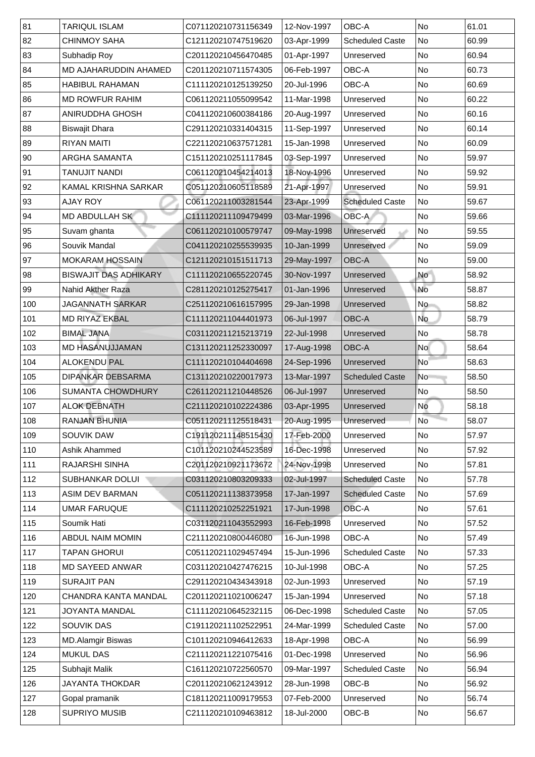| 81 | TARIQUL ISLAM | C071120210731156349 | 12-Nov-1997 | OBC-A | No | 61.01 |
|---|---|---|---|---|---|---|
| 82 | CHINMOY SAHA | C121120210747519620 | 03-Apr-1999 | Scheduled Caste | No | 60.99 |
| 83 | Subhadip Roy | C201120210456470485 | 01-Apr-1997 | Unreserved | No | 60.94 |
| 84 | MD AJAHARUDDIN AHAMED | C201120210711574305 | 06-Feb-1997 | OBC-A | No | 60.73 |
| 85 | HABIBUL RAHAMAN | C111120210125139250 | 20-Jul-1996 | OBC-A | No | 60.69 |
| 86 | MD ROWFUR RAHIM | C061120211055099542 | 11-Mar-1998 | Unreserved | No | 60.22 |
| 87 | ANIRUDDHA GHOSH | C041120210600384186 | 20-Aug-1997 | Unreserved | No | 60.16 |
| 88 | Biswajit Dhara | C291120210331404315 | 11-Sep-1997 | Unreserved | No | 60.14 |
| 89 | RIYAN MAITI | C221120210637571281 | 15-Jan-1998 | Unreserved | No | 60.09 |
| 90 | ARGHA SAMANTA | C151120210251117845 | 03-Sep-1997 | Unreserved | No | 59.97 |
| 91 | TANUJIT NANDI | C061120210454214013 | 18-Nov-1996 | Unreserved | No | 59.92 |
| 92 | KAMAL KRISHNA SARKAR | C051120210605118589 | 21-Apr-1997 | Unreserved | No | 59.91 |
| 93 | AJAY ROY | C061120211003281544 | 23-Apr-1999 | Scheduled Caste | No | 59.67 |
| 94 | MD ABDULLAH SK | C111120211109479499 | 03-Mar-1996 | OBC-A | No | 59.66 |
| 95 | Suvam ghanta | C061120210100579747 | 09-May-1998 | Unreserved | No | 59.55 |
| 96 | Souvik Mandal | C041120210255539935 | 10-Jan-1999 | Unreserved | No | 59.09 |
| 97 | MOKARAM HOSSAIN | C121120210151511713 | 29-May-1997 | OBC-A | No | 59.00 |
| 98 | BISWAJIT DAS ADHIKARY | C111120210655220745 | 30-Nov-1997 | Unreserved | No | 58.92 |
| 99 | Nahid Akther Raza | C281120210125275417 | 01-Jan-1996 | Unreserved | No | 58.87 |
| 100 | JAGANNATH SARKAR | C251120210616157995 | 29-Jan-1998 | Unreserved | No | 58.82 |
| 101 | MD RIYAZ EKBAL | C111120211044401973 | 06-Jul-1997 | OBC-A | No | 58.79 |
| 102 | BIMAL JANA | C031120211215213719 | 22-Jul-1998 | Unreserved | No | 58.78 |
| 103 | MD HASANUJJAMAN | C131120211252330097 | 17-Aug-1998 | OBC-A | No | 58.64 |
| 104 | ALOKENDU PAL | C111120210104404698 | 24-Sep-1996 | Unreserved | No | 58.63 |
| 105 | DIPANKAR DEBSARMA | C131120210220017973 | 13-Mar-1997 | Scheduled Caste | No | 58.50 |
| 106 | SUMANTA CHOWDHURY | C261120211210448526 | 06-Jul-1997 | Unreserved | No | 58.50 |
| 107 | ALOK DEBNATH | C211120210102224386 | 03-Apr-1995 | Unreserved | No | 58.18 |
| 108 | RANJAN BHUNIA | C051120211125518431 | 20-Aug-1995 | Unreserved | No | 58.07 |
| 109 | SOUVIK DAW | C191120211148515430 | 17-Feb-2000 | Unreserved | No | 57.97 |
| 110 | Ashik Ahammed | C101120210244523589 | 16-Dec-1998 | Unreserved | No | 57.92 |
| 111 | RAJARSHI SINHA | C201120210921173672 | 24-Nov-1998 | Unreserved | No | 57.81 |
| 112 | SUBHANKAR DOLUI | C031120210803209333 | 02-Jul-1997 | Scheduled Caste | No | 57.78 |
| 113 | ASIM DEV BARMAN | C051120211138373958 | 17-Jan-1997 | Scheduled Caste | No | 57.69 |
| 114 | UMAR FARUQUE | C111120210252251921 | 17-Jun-1998 | OBC-A | No | 57.61 |
| 115 | Soumik Hati | C031120211043552993 | 16-Feb-1998 | Unreserved | No | 57.52 |
| 116 | ABDUL NAIM MOMIN | C211120210800446080 | 16-Jun-1998 | OBC-A | No | 57.49 |
| 117 | TAPAN GHORUI | C051120211029457494 | 15-Jun-1996 | Scheduled Caste | No | 57.33 |
| 118 | MD SAYEED ANWAR | C031120210427476215 | 10-Jul-1998 | OBC-A | No | 57.25 |
| 119 | SURAJIT PAN | C291120210434343918 | 02-Jun-1993 | Unreserved | No | 57.19 |
| 120 | CHANDRA KANTA MANDAL | C201120211021006247 | 15-Jan-1994 | Unreserved | No | 57.18 |
| 121 | JOYANTA MANDAL | C111120210645232115 | 06-Dec-1998 | Scheduled Caste | No | 57.05 |
| 122 | SOUVIK DAS | C191120211102522951 | 24-Mar-1999 | Scheduled Caste | No | 57.00 |
| 123 | MD.Alamgir Biswas | C101120210946412633 | 18-Apr-1998 | OBC-A | No | 56.99 |
| 124 | MUKUL DAS | C211120211221075416 | 01-Dec-1998 | Unreserved | No | 56.96 |
| 125 | Subhajit Malik | C161120210722560570 | 09-Mar-1997 | Scheduled Caste | No | 56.94 |
| 126 | JAYANTA THOKDAR | C201120210621243912 | 28-Jun-1998 | OBC-B | No | 56.92 |
| 127 | Gopal pramanik | C181120211009179553 | 07-Feb-2000 | Unreserved | No | 56.74 |
| 128 | SUPRIYO MUSIB | C211120210109463812 | 18-Jul-2000 | OBC-B | No | 56.67 |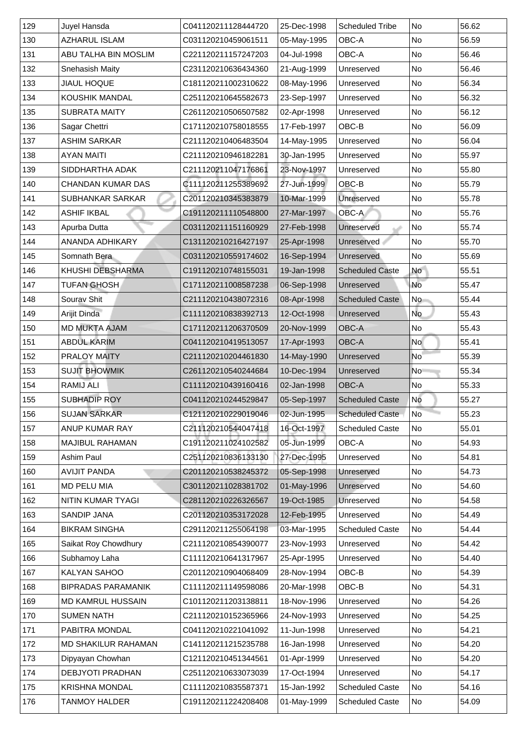| 129 | Juyel Hansda | C041120211128444720 | 25-Dec-1998 | Scheduled Tribe | No | 56.62 |
|---|---|---|---|---|---|---|
| 130 | AZHARUL ISLAM | C031120210459061511 | 05-May-1995 | OBC-A | No | 56.59 |
| 131 | ABU TALHA BIN MOSLIM | C221120211157247203 | 04-Jul-1998 | OBC-A | No | 56.46 |
| 132 | Snehasish Maity | C231120210636434360 | 21-Aug-1999 | Unreserved | No | 56.46 |
| 133 | JIAUL HOQUE | C181120211002310622 | 08-May-1996 | Unreserved | No | 56.34 |
| 134 | KOUSHIK MANDAL | C251120210645582673 | 23-Sep-1997 | Unreserved | No | 56.32 |
| 135 | SUBRATA MAITY | C261120210506507582 | 02-Apr-1998 | Unreserved | No | 56.12 |
| 136 | Sagar Chettri | C171120210758018555 | 17-Feb-1997 | OBC-B | No | 56.09 |
| 137 | ASHIM SARKAR | C211120210406483504 | 14-May-1995 | Unreserved | No | 56.04 |
| 138 | AYAN MAITI | C211120210946182281 | 30-Jan-1995 | Unreserved | No | 55.97 |
| 139 | SIDDHARTHA ADAK | C211120211047176861 | 23-Nov-1997 | Unreserved | No | 55.80 |
| 140 | CHANDAN KUMAR DAS | C111120211255389692 | 27-Jun-1999 | OBC-B | No | 55.79 |
| 141 | SUBHANKAR SARKAR | C201120210345383879 | 10-Mar-1999 | Unreserved | No | 55.78 |
| 142 | ASHIF IKBAL | C191120211110548800 | 27-Mar-1997 | OBC-A | No | 55.76 |
| 143 | Apurba Dutta | C031120211151160929 | 27-Feb-1998 | Unreserved | No | 55.74 |
| 144 | ANANDA ADHIKARY | C131120210216427197 | 25-Apr-1998 | Unreserved | No | 55.70 |
| 145 | Somnath Bera | C031120210559174602 | 16-Sep-1994 | Unreserved | No | 55.69 |
| 146 | KHUSHI DEBSHARMA | C191120210748155031 | 19-Jan-1998 | Scheduled Caste | No | 55.51 |
| 147 | TUFAN GHOSH | C171120211008587238 | 06-Sep-1998 | Unreserved | No | 55.47 |
| 148 | Sourav Shit | C211120210438072316 | 08-Apr-1998 | Scheduled Caste | No | 55.44 |
| 149 | Arijit Dinda | C111120210838392713 | 12-Oct-1998 | Unreserved | No | 55.43 |
| 150 | MD MUKTA AJAM | C171120211206370509 | 20-Nov-1999 | OBC-A | No | 55.43 |
| 151 | ABDUL KARIM | C041120210419513057 | 17-Apr-1993 | OBC-A | No | 55.41 |
| 152 | PRALOY MAITY | C211120210204461830 | 14-May-1990 | Unreserved | No | 55.39 |
| 153 | SUJIT BHOWMIK | C261120210540244684 | 10-Dec-1994 | Unreserved | No | 55.34 |
| 154 | RAMIJ ALI | C111120210439160416 | 02-Jan-1998 | OBC-A | No | 55.33 |
| 155 | SUBHADIP ROY | C041120210244529847 | 05-Sep-1997 | Scheduled Caste | No | 55.27 |
| 156 | SUJAN SARKAR | C121120210229019046 | 02-Jun-1995 | Scheduled Caste | No | 55.23 |
| 157 | ANUP KUMAR RAY | C211120210544047418 | 16-Oct-1997 | Scheduled Caste | No | 55.01 |
| 158 | MAJIBUL RAHAMAN | C191120211024102582 | 05-Jun-1999 | OBC-A | No | 54.93 |
| 159 | Ashim Paul | C251120210836133130 | 27-Dec-1995 | Unreserved | No | 54.81 |
| 160 | AVIJIT PANDA | C201120210538245372 | 05-Sep-1998 | Unreserved | No | 54.73 |
| 161 | MD PELU MIA | C301120211028381702 | 01-May-1996 | Unreserved | No | 54.60 |
| 162 | NITIN KUMAR TYAGI | C281120210226326567 | 19-Oct-1985 | Unreserved | No | 54.58 |
| 163 | SANDIP JANA | C201120210353172028 | 12-Feb-1995 | Unreserved | No | 54.49 |
| 164 | BIKRAM SINGHA | C291120211255064198 | 03-Mar-1995 | Scheduled Caste | No | 54.44 |
| 165 | Saikat Roy Chowdhury | C211120210854390077 | 23-Nov-1993 | Unreserved | No | 54.42 |
| 166 | Subhamoy Laha | C111120210641317967 | 25-Apr-1995 | Unreserved | No | 54.40 |
| 167 | KALYAN SAHOO | C201120210904068409 | 28-Nov-1994 | OBC-B | No | 54.39 |
| 168 | BIPRADAS PARAMANIK | C111120211149598086 | 20-Mar-1998 | OBC-B | No | 54.31 |
| 169 | MD KAMRUL HUSSAIN | C101120211203138811 | 18-Nov-1996 | Unreserved | No | 54.26 |
| 170 | SUMEN NATH | C211120210152365966 | 24-Nov-1993 | Unreserved | No | 54.25 |
| 171 | PABITRA MONDAL | C041120210221041092 | 11-Jun-1998 | Unreserved | No | 54.21 |
| 172 | MD SHAKILUR RAHAMAN | C141120211215235788 | 16-Jan-1998 | Unreserved | No | 54.20 |
| 173 | Dipyayan Chowhan | C121120210451344561 | 01-Apr-1999 | Unreserved | No | 54.20 |
| 174 | DEBJYOTI PRADHAN | C251120210633073039 | 17-Oct-1994 | Unreserved | No | 54.17 |
| 175 | KRISHNA MONDAL | C111120210835587371 | 15-Jan-1992 | Scheduled Caste | No | 54.16 |
| 176 | TANMOY HALDER | C191120211224208408 | 01-May-1999 | Scheduled Caste | No | 54.09 |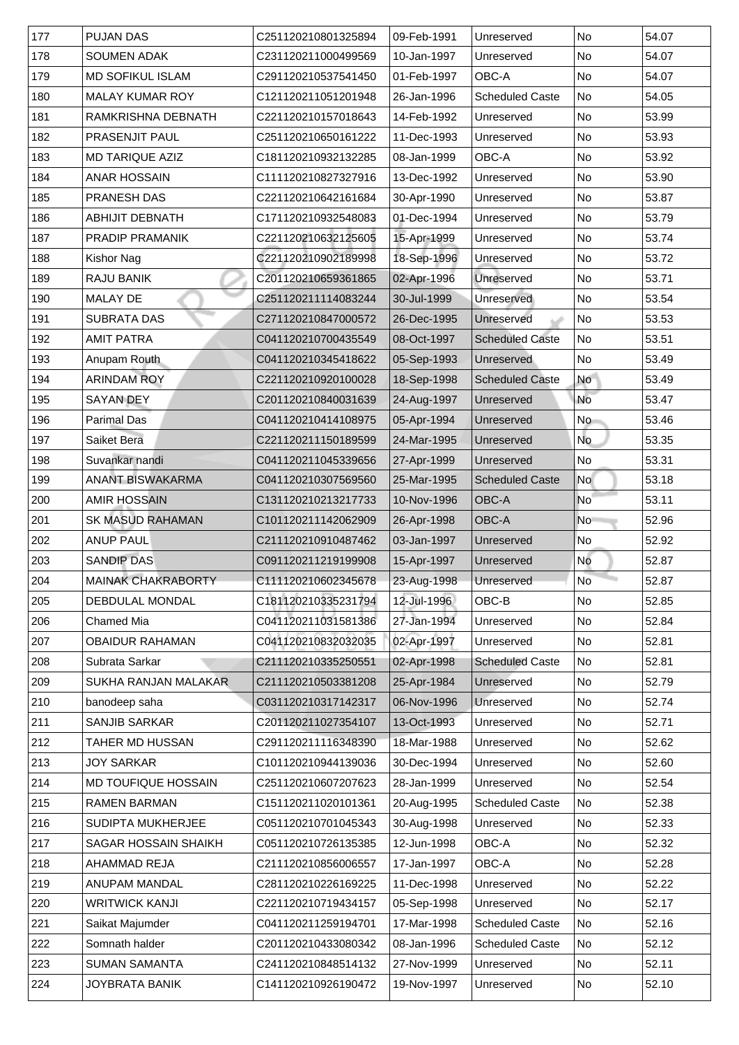| 177 | PUJAN DAS | C251120210801325894 | 09-Feb-1991 | Unreserved | No | 54.07 |
|---|---|---|---|---|---|---|
| 178 | SOUMEN ADAK | C231120211000499569 | 10-Jan-1997 | Unreserved | No | 54.07 |
| 179 | MD SOFIKUL ISLAM | C291120210537541450 | 01-Feb-1997 | OBC-A | No | 54.07 |
| 180 | MALAY KUMAR ROY | C121120211051201948 | 26-Jan-1996 | Scheduled Caste | No | 54.05 |
| 181 | RAMKRISHNA DEBNATH | C221120210157018643 | 14-Feb-1992 | Unreserved | No | 53.99 |
| 182 | PRASENJIT PAUL | C251120210650161222 | 11-Dec-1993 | Unreserved | No | 53.93 |
| 183 | MD TARIQUE AZIZ | C181120210932132285 | 08-Jan-1999 | OBC-A | No | 53.92 |
| 184 | ANAR HOSSAIN | C111120210827327916 | 13-Dec-1992 | Unreserved | No | 53.90 |
| 185 | PRANESH DAS | C221120210642161684 | 30-Apr-1990 | Unreserved | No | 53.87 |
| 186 | ABHIJIT DEBNATH | C171120210932548083 | 01-Dec-1994 | Unreserved | No | 53.79 |
| 187 | PRADIP PRAMANIK | C221120210632125605 | 15-Apr-1999 | Unreserved | No | 53.74 |
| 188 | Kishor Nag | C221120210902189998 | 18-Sep-1996 | Unreserved | No | 53.72 |
| 189 | RAJU BANIK | C201120210659361865 | 02-Apr-1996 | Unreserved | No | 53.71 |
| 190 | MALAY DE | C251120211114083244 | 30-Jul-1999 | Unreserved | No | 53.54 |
| 191 | SUBRATA DAS | C271120210847000572 | 26-Dec-1995 | Unreserved | No | 53.53 |
| 192 | AMIT PATRA | C041120210700435549 | 08-Oct-1997 | Scheduled Caste | No | 53.51 |
| 193 | Anupam Routh | C041120210345418622 | 05-Sep-1993 | Unreserved | No | 53.49 |
| 194 | ARINDAM ROY | C221120210920100028 | 18-Sep-1998 | Scheduled Caste | No | 53.49 |
| 195 | SAYAN DEY | C201120210840031639 | 24-Aug-1997 | Unreserved | No | 53.47 |
| 196 | Parimal Das | C041120210414108975 | 05-Apr-1994 | Unreserved | No | 53.46 |
| 197 | Saiket Bera | C221120211150189599 | 24-Mar-1995 | Unreserved | No | 53.35 |
| 198 | Suvankar nandi | C041120211045339656 | 27-Apr-1999 | Unreserved | No | 53.31 |
| 199 | ANANT BISWAKARMA | C041120210307569560 | 25-Mar-1995 | Scheduled Caste | No | 53.18 |
| 200 | AMIR HOSSAIN | C131120210213217733 | 10-Nov-1996 | OBC-A | No | 53.11 |
| 201 | SK MASUD RAHAMAN | C101120211142062909 | 26-Apr-1998 | OBC-A | No | 52.96 |
| 202 | ANUP PAUL | C211120210910487462 | 03-Jan-1997 | Unreserved | No | 52.92 |
| 203 | SANDIP DAS | C091120211219199908 | 15-Apr-1997 | Unreserved | No | 52.87 |
| 204 | MAINAK CHAKRABORTY | C111120210602345678 | 23-Aug-1998 | Unreserved | No | 52.87 |
| 205 | DEBDULAL MONDAL | C181120210335231794 | 12-Jul-1996 | OBC-B | No | 52.85 |
| 206 | Chamed Mia | C041120211031581386 | 27-Jan-1994 | Unreserved | No | 52.84 |
| 207 | OBAIDUR RAHAMAN | C041120210832032035 | 02-Apr-1997 | Unreserved | No | 52.81 |
| 208 | Subrata Sarkar | C211120210335250551 | 02-Apr-1998 | Scheduled Caste | No | 52.81 |
| 209 | SUKHA RANJAN MALAKAR | C211120210503381208 | 25-Apr-1984 | Unreserved | No | 52.79 |
| 210 | banodeep saha | C031120210317142317 | 06-Nov-1996 | Unreserved | No | 52.74 |
| 211 | SANJIB SARKAR | C201120211027354107 | 13-Oct-1993 | Unreserved | No | 52.71 |
| 212 | TAHER MD HUSSAN | C291120211116348390 | 18-Mar-1988 | Unreserved | No | 52.62 |
| 213 | JOY SARKAR | C101120210944139036 | 30-Dec-1994 | Unreserved | No | 52.60 |
| 214 | MD TOUFIQUE HOSSAIN | C251120210607207623 | 28-Jan-1999 | Unreserved | No | 52.54 |
| 215 | RAMEN BARMAN | C151120211020101361 | 20-Aug-1995 | Scheduled Caste | No | 52.38 |
| 216 | SUDIPTA MUKHERJEE | C051120210701045343 | 30-Aug-1998 | Unreserved | No | 52.33 |
| 217 | SAGAR HOSSAIN SHAIKH | C051120210726135385 | 12-Jun-1998 | OBC-A | No | 52.32 |
| 218 | AHAMMAD REJA | C211120210856006557 | 17-Jan-1997 | OBC-A | No | 52.28 |
| 219 | ANUPAM MANDAL | C281120210226169225 | 11-Dec-1998 | Unreserved | No | 52.22 |
| 220 | WRITWICK KANJI | C221120210719434157 | 05-Sep-1998 | Unreserved | No | 52.17 |
| 221 | Saikat Majumder | C041120211259194701 | 17-Mar-1998 | Scheduled Caste | No | 52.16 |
| 222 | Somnath halder | C201120210433080342 | 08-Jan-1996 | Scheduled Caste | No | 52.12 |
| 223 | SUMAN SAMANTA | C241120210848514132 | 27-Nov-1999 | Unreserved | No | 52.11 |
| 224 | JOYBRATA BANIK | C141120210926190472 | 19-Nov-1997 | Unreserved | No | 52.10 |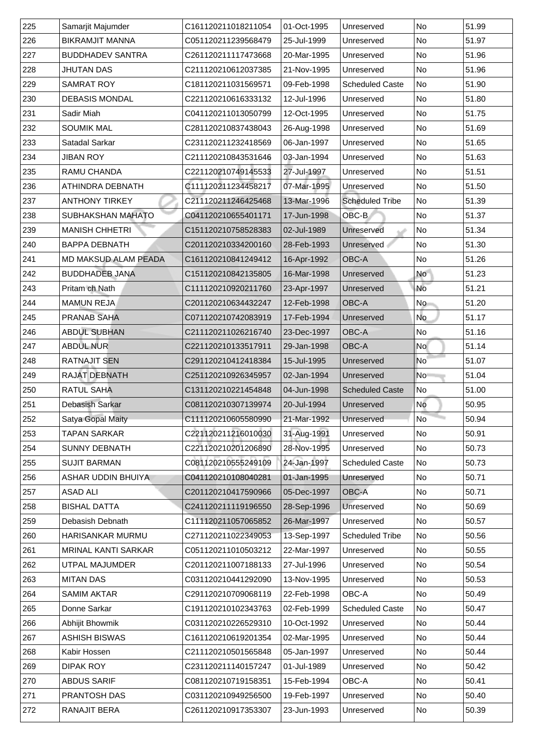| 225 | Samarjit Majumder | C161120211018211054 | 01-Oct-1995 | Unreserved | No | 51.99 |
|---|---|---|---|---|---|---|
| 226 | BIKRAMJIT MANNA | C051120211239568479 | 25-Jul-1999 | Unreserved | No | 51.97 |
| 227 | BUDDHADEV SANTRA | C261120211117473668 | 20-Mar-1995 | Unreserved | No | 51.96 |
| 228 | JHUTAN DAS | C211120210612037385 | 21-Nov-1995 | Unreserved | No | 51.96 |
| 229 | SAMRAT ROY | C181120211031569571 | 09-Feb-1998 | Scheduled Caste | No | 51.90 |
| 230 | DEBASIS MONDAL | C221120210616333132 | 12-Jul-1996 | Unreserved | No | 51.80 |
| 231 | Sadir Miah | C041120211013050799 | 12-Oct-1995 | Unreserved | No | 51.75 |
| 232 | SOUMIK MAL | C281120210837438043 | 26-Aug-1998 | Unreserved | No | 51.69 |
| 233 | Satadal Sarkar | C231120211232418569 | 06-Jan-1997 | Unreserved | No | 51.65 |
| 234 | JIBAN ROY | C211120210843531646 | 03-Jan-1994 | Unreserved | No | 51.63 |
| 235 | RAMU CHANDA | C221120210749145533 | 27-Jul-1997 | Unreserved | No | 51.51 |
| 236 | ATHINDRA DEBNATH | C111120211234458217 | 07-Mar-1995 | Unreserved | No | 51.50 |
| 237 | ANTHONY TIRKEY | C211120211246425468 | 13-Mar-1996 | Scheduled Tribe | No | 51.39 |
| 238 | SUBHAKSHAN MAHATO | C041120210655401171 | 17-Jun-1998 | OBC-B | No | 51.37 |
| 239 | MANISH CHHETRI | C151120210758528383 | 02-Jul-1989 | Unreserved | No | 51.34 |
| 240 | BAPPA DEBNATH | C201120210334200160 | 28-Feb-1993 | Unreserved | No | 51.30 |
| 241 | MD MAKSUD ALAM PEADA | C161120210841249412 | 16-Apr-1992 | OBC-A | No | 51.26 |
| 242 | BUDDHADEB JANA | C151120210842135805 | 16-Mar-1998 | Unreserved | No | 51.23 |
| 243 | Pritam ch Nath | C111120210920211760 | 23-Apr-1997 | Unreserved | No | 51.21 |
| 244 | MAMUN REJA | C201120210634432247 | 12-Feb-1998 | OBC-A | No | 51.20 |
| 245 | PRANAB SAHA | C071120210742083919 | 17-Feb-1994 | Unreserved | No | 51.17 |
| 246 | ABDUL SUBHAN | C211120211026216740 | 23-Dec-1997 | OBC-A | No | 51.16 |
| 247 | ABDUL NUR | C221120210133517911 | 29-Jan-1998 | OBC-A | No | 51.14 |
| 248 | RATNAJIT SEN | C291120210412418384 | 15-Jul-1995 | Unreserved | No | 51.07 |
| 249 | RAJAT DEBNATH | C251120210926345957 | 02-Jan-1994 | Unreserved | No | 51.04 |
| 250 | RATUL SAHA | C131120210221454848 | 04-Jun-1998 | Scheduled Caste | No | 51.00 |
| 251 | Debasish Sarkar | C081120210307139974 | 20-Jul-1994 | Unreserved | No | 50.95 |
| 252 | Satya Gopal Maity | C111120210605580990 | 21-Mar-1992 | Unreserved | No | 50.94 |
| 253 | TAPAN SARKAR | C221120211216010030 | 31-Aug-1991 | Unreserved | No | 50.91 |
| 254 | SUNNY DEBNATH | C221120210201206890 | 28-Nov-1995 | Unreserved | No | 50.73 |
| 255 | SUJIT BARMAN | C081120210555249109 | 24-Jan-1997 | Scheduled Caste | No | 50.73 |
| 256 | ASHAR UDDIN BHUIYA | C041120210108040281 | 01-Jan-1995 | Unreserved | No | 50.71 |
| 257 | ASAD ALI | C201120210417590966 | 05-Dec-1997 | OBC-A | No | 50.71 |
| 258 | BISHAL DATTA | C241120211119196550 | 28-Sep-1996 | Unreserved | No | 50.69 |
| 259 | Debasish Debnath | C111120211057065852 | 26-Mar-1997 | Unreserved | No | 50.57 |
| 260 | HARISANKAR MURMU | C271120211022349053 | 13-Sep-1997 | Scheduled Tribe | No | 50.56 |
| 261 | MRINAL KANTI SARKAR | C051120211010503212 | 22-Mar-1997 | Unreserved | No | 50.55 |
| 262 | UTPAL MAJUMDER | C201120211007188133 | 27-Jul-1996 | Unreserved | No | 50.54 |
| 263 | MITAN DAS | C031120210441292090 | 13-Nov-1995 | Unreserved | No | 50.53 |
| 264 | SAMIM AKTAR | C291120210709068119 | 22-Feb-1998 | OBC-A | No | 50.49 |
| 265 | Donne Sarkar | C191120210102343763 | 02-Feb-1999 | Scheduled Caste | No | 50.47 |
| 266 | Abhijit Bhowmik | C031120210226529310 | 10-Oct-1992 | Unreserved | No | 50.44 |
| 267 | ASHISH BISWAS | C161120210619201354 | 02-Mar-1995 | Unreserved | No | 50.44 |
| 268 | Kabir Hossen | C211120210501565848 | 05-Jan-1997 | Unreserved | No | 50.44 |
| 269 | DIPAK ROY | C231120211140157247 | 01-Jul-1989 | Unreserved | No | 50.42 |
| 270 | ABDUS SARIF | C081120210719158351 | 15-Feb-1994 | OBC-A | No | 50.41 |
| 271 | PRANTOSH DAS | C031120210949256500 | 19-Feb-1997 | Unreserved | No | 50.40 |
| 272 | RANAJIT BERA | C261120210917353307 | 23-Jun-1993 | Unreserved | No | 50.39 |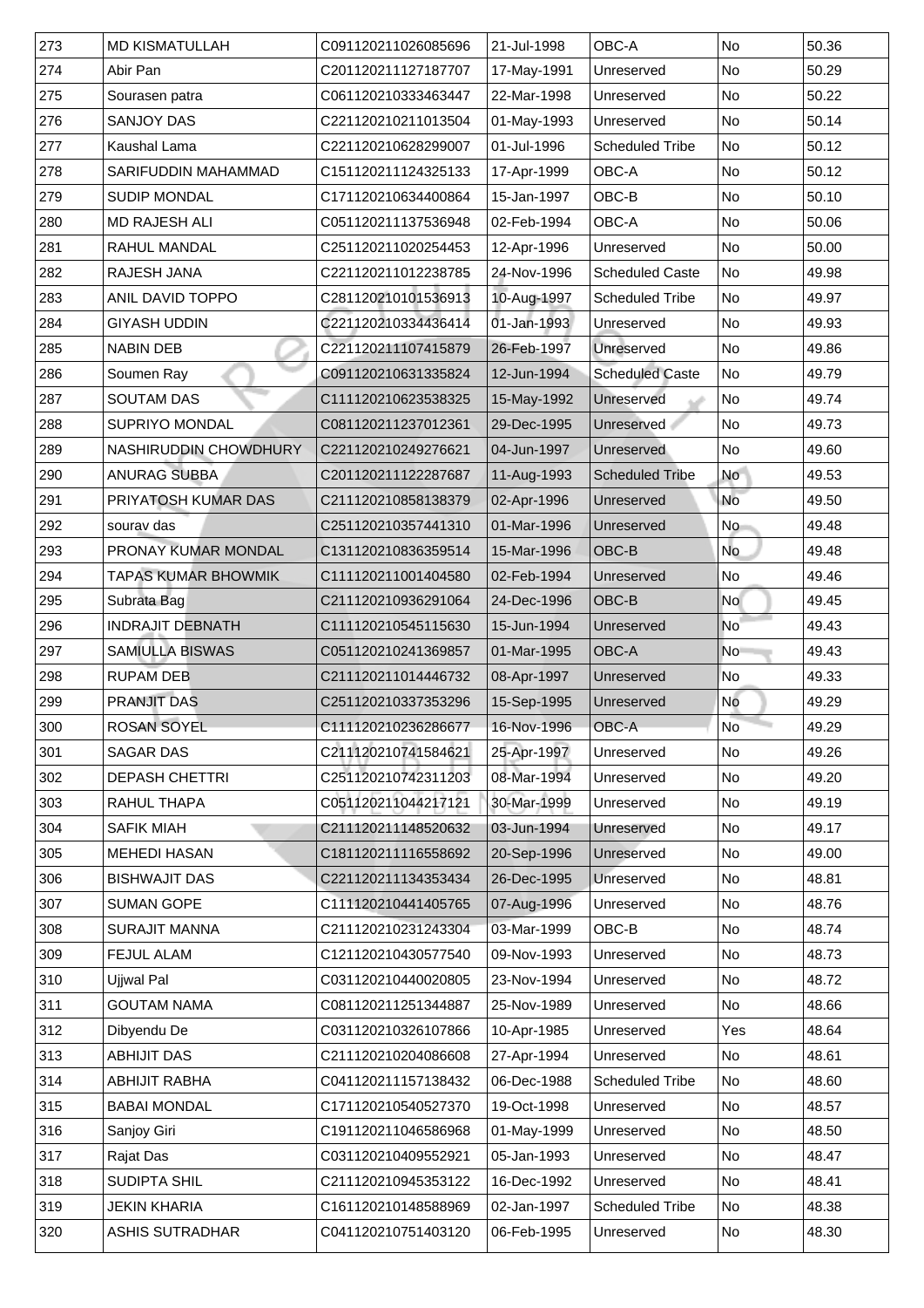| 273 | MD KISMATULLAH | C091120211026085696 | 21-Jul-1998 | OBC-A | No | 50.36 |
|---|---|---|---|---|---|---|
| 274 | Abir Pan | C201120211127187707 | 17-May-1991 | Unreserved | No | 50.29 |
| 275 | Sourasen patra | C061120210333463447 | 22-Mar-1998 | Unreserved | No | 50.22 |
| 276 | SANJOY DAS | C221120210211013504 | 01-May-1993 | Unreserved | No | 50.14 |
| 277 | Kaushal Lama | C221120210628299007 | 01-Jul-1996 | Scheduled Tribe | No | 50.12 |
| 278 | SARIFUDDIN MAHAMMAD | C151120211124325133 | 17-Apr-1999 | OBC-A | No | 50.12 |
| 279 | SUDIP MONDAL | C171120210634400864 | 15-Jan-1997 | OBC-B | No | 50.10 |
| 280 | MD RAJESH ALI | C051120211137536948 | 02-Feb-1994 | OBC-A | No | 50.06 |
| 281 | RAHUL MANDAL | C251120211020254453 | 12-Apr-1996 | Unreserved | No | 50.00 |
| 282 | RAJESH JANA | C221120211012238785 | 24-Nov-1996 | Scheduled Caste | No | 49.98 |
| 283 | ANIL DAVID TOPPO | C281120210101536913 | 10-Aug-1997 | Scheduled Tribe | No | 49.97 |
| 284 | GIYASH UDDIN | C221120210334436414 | 01-Jan-1993 | Unreserved | No | 49.93 |
| 285 | NABIN DEB | C221120211107415879 | 26-Feb-1997 | Unreserved | No | 49.86 |
| 286 | Soumen Ray | C091120210631335824 | 12-Jun-1994 | Scheduled Caste | No | 49.79 |
| 287 | SOUTAM DAS | C111120210623538325 | 15-May-1992 | Unreserved | No | 49.74 |
| 288 | SUPRIYO MONDAL | C081120211237012361 | 29-Dec-1995 | Unreserved | No | 49.73 |
| 289 | NASHIRUDDIN CHOWDHURY | C221120210249276621 | 04-Jun-1997 | Unreserved | No | 49.60 |
| 290 | ANURAG SUBBA | C201120211122287687 | 11-Aug-1993 | Scheduled Tribe | No | 49.53 |
| 291 | PRIYATOSH KUMAR DAS | C211120210858138379 | 02-Apr-1996 | Unreserved | No | 49.50 |
| 292 | sourav das | C251120210357441310 | 01-Mar-1996 | Unreserved | No | 49.48 |
| 293 | PRONAY KUMAR MONDAL | C131120210836359514 | 15-Mar-1996 | OBC-B | No | 49.48 |
| 294 | TAPAS KUMAR BHOWMIK | C111120211001404580 | 02-Feb-1994 | Unreserved | No | 49.46 |
| 295 | Subrata Bag | C211120210936291064 | 24-Dec-1996 | OBC-B | No | 49.45 |
| 296 | INDRAJIT DEBNATH | C111120210545115630 | 15-Jun-1994 | Unreserved | No | 49.43 |
| 297 | SAMIULLA BISWAS | C051120210241369857 | 01-Mar-1995 | OBC-A | No | 49.43 |
| 298 | RUPAM DEB | C211120211014446732 | 08-Apr-1997 | Unreserved | No | 49.33 |
| 299 | PRANJIT DAS | C251120210337353296 | 15-Sep-1995 | Unreserved | No | 49.29 |
| 300 | ROSAN SOYEL | C111120210236286677 | 16-Nov-1996 | OBC-A | No | 49.29 |
| 301 | SAGAR DAS | C211120210741584621 | 25-Apr-1997 | Unreserved | No | 49.26 |
| 302 | DEPASH CHETTRI | C251120210742311203 | 08-Mar-1994 | Unreserved | No | 49.20 |
| 303 | RAHUL THAPA | C051120211044217121 | 30-Mar-1999 | Unreserved | No | 49.19 |
| 304 | SAFIK MIAH | C211120211148520632 | 03-Jun-1994 | Unreserved | No | 49.17 |
| 305 | MEHEDI HASAN | C181120211116558692 | 20-Sep-1996 | Unreserved | No | 49.00 |
| 306 | BISHWAJIT DAS | C221120211134353434 | 26-Dec-1995 | Unreserved | No | 48.81 |
| 307 | SUMAN GOPE | C111120210441405765 | 07-Aug-1996 | Unreserved | No | 48.76 |
| 308 | SURAJIT MANNA | C211120210231243304 | 03-Mar-1999 | OBC-B | No | 48.74 |
| 309 | FEJUL ALAM | C121120210430577540 | 09-Nov-1993 | Unreserved | No | 48.73 |
| 310 | Ujjwal Pal | C031120210440020805 | 23-Nov-1994 | Unreserved | No | 48.72 |
| 311 | GOUTAM NAMA | C081120211251344887 | 25-Nov-1989 | Unreserved | No | 48.66 |
| 312 | Dibyendu De | C031120210326107866 | 10-Apr-1985 | Unreserved | Yes | 48.64 |
| 313 | ABHIJIT DAS | C211120210204086608 | 27-Apr-1994 | Unreserved | No | 48.61 |
| 314 | ABHIJIT RABHA | C041120211157138432 | 06-Dec-1988 | Scheduled Tribe | No | 48.60 |
| 315 | BABAI MONDAL | C171120210540527370 | 19-Oct-1998 | Unreserved | No | 48.57 |
| 316 | Sanjoy Giri | C191120211046586968 | 01-May-1999 | Unreserved | No | 48.50 |
| 317 | Rajat Das | C031120210409552921 | 05-Jan-1993 | Unreserved | No | 48.47 |
| 318 | SUDIPTA SHIL | C211120210945353122 | 16-Dec-1992 | Unreserved | No | 48.41 |
| 319 | JEKIN KHARIA | C161120210148588969 | 02-Jan-1997 | Scheduled Tribe | No | 48.38 |
| 320 | ASHIS SUTRADHAR | C041120210751403120 | 06-Feb-1995 | Unreserved | No | 48.30 |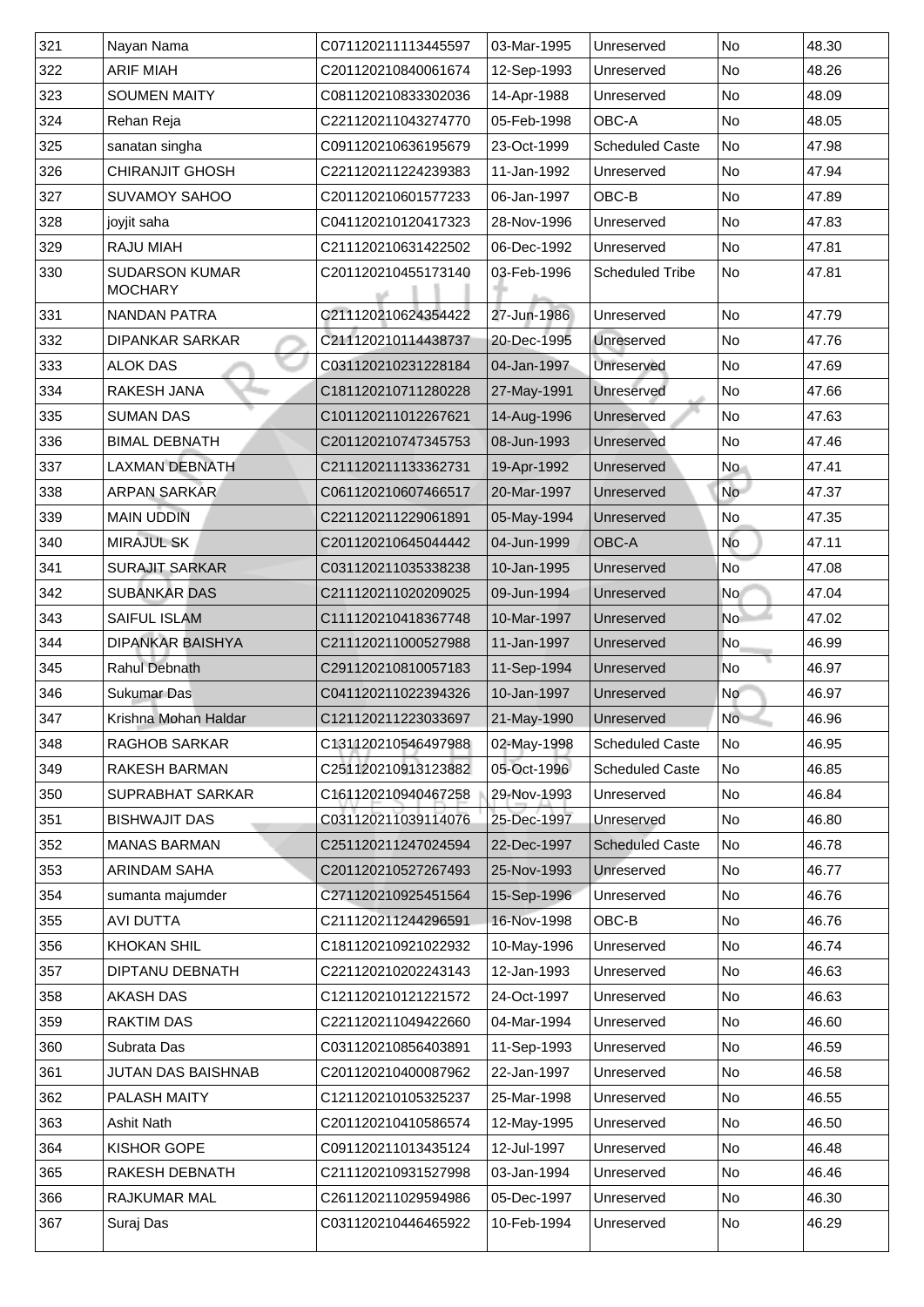| 321 | Nayan Nama | C071120211113445597 | 03-Mar-1995 | Unreserved | No | 48.30 |
|---|---|---|---|---|---|---|
| 322 | ARIF MIAH | C201120210840061674 | 12-Sep-1993 | Unreserved | No | 48.26 |
| 323 | SOUMEN MAITY | C081120210833302036 | 14-Apr-1988 | Unreserved | No | 48.09 |
| 324 | Rehan Reja | C221120211043274770 | 05-Feb-1998 | OBC-A | No | 48.05 |
| 325 | sanatan singha | C091120210636195679 | 23-Oct-1999 | Scheduled Caste | No | 47.98 |
| 326 | CHIRANJIT GHOSH | C221120211224239383 | 11-Jan-1992 | Unreserved | No | 47.94 |
| 327 | SUVAMOY SAHOO | C201120210601577233 | 06-Jan-1997 | OBC-B | No | 47.89 |
| 328 | joyjit saha | C041120210120417323 | 28-Nov-1996 | Unreserved | No | 47.83 |
| 329 | RAJU MIAH | C211120210631422502 | 06-Dec-1992 | Unreserved | No | 47.81 |
| 330 | SUDARSON KUMAR MOCHARY | C201120210455173140 | 03-Feb-1996 | Scheduled Tribe | No | 47.81 |
| 331 | NANDAN PATRA | C211120210624354422 | 27-Jun-1986 | Unreserved | No | 47.79 |
| 332 | DIPANKAR SARKAR | C211120210114438737 | 20-Dec-1995 | Unreserved | No | 47.76 |
| 333 | ALOK DAS | C031120210231228184 | 04-Jan-1997 | Unreserved | No | 47.69 |
| 334 | RAKESH JANA | C181120210711280228 | 27-May-1991 | Unreserved | No | 47.66 |
| 335 | SUMAN DAS | C101120211012267621 | 14-Aug-1996 | Unreserved | No | 47.63 |
| 336 | BIMAL DEBNATH | C201120210747345753 | 08-Jun-1993 | Unreserved | No | 47.46 |
| 337 | LAXMAN DEBNATH | C211120211133362731 | 19-Apr-1992 | Unreserved | No | 47.41 |
| 338 | ARPAN SARKAR | C061120210607466517 | 20-Mar-1997 | Unreserved | No | 47.37 |
| 339 | MAIN UDDIN | C221120211229061891 | 05-May-1994 | Unreserved | No | 47.35 |
| 340 | MIRAJUL SK | C201120210645044442 | 04-Jun-1999 | OBC-A | No | 47.11 |
| 341 | SURAJIT SARKAR | C031120211035338238 | 10-Jan-1995 | Unreserved | No | 47.08 |
| 342 | SUBANKAR DAS | C211120211020209025 | 09-Jun-1994 | Unreserved | No | 47.04 |
| 343 | SAIFUL ISLAM | C111120210418367748 | 10-Mar-1997 | Unreserved | No | 47.02 |
| 344 | DIPANKAR BAISHYA | C211120211000527988 | 11-Jan-1997 | Unreserved | No | 46.99 |
| 345 | Rahul Debnath | C291120210810057183 | 11-Sep-1994 | Unreserved | No | 46.97 |
| 346 | Sukumar Das | C041120211022394326 | 10-Jan-1997 | Unreserved | No | 46.97 |
| 347 | Krishna Mohan Haldar | C121120211223033697 | 21-May-1990 | Unreserved | No | 46.96 |
| 348 | RAGHOB SARKAR | C131120210546497988 | 02-May-1998 | Scheduled Caste | No | 46.95 |
| 349 | RAKESH BARMAN | C251120210913123882 | 05-Oct-1996 | Scheduled Caste | No | 46.85 |
| 350 | SUPRABHAT SARKAR | C161120210940467258 | 29-Nov-1993 | Unreserved | No | 46.84 |
| 351 | BISHWAJIT DAS | C031120211039114076 | 25-Dec-1997 | Unreserved | No | 46.80 |
| 352 | MANAS BARMAN | C251120211247024594 | 22-Dec-1997 | Scheduled Caste | No | 46.78 |
| 353 | ARINDAM SAHA | C201120210527267493 | 25-Nov-1993 | Unreserved | No | 46.77 |
| 354 | sumanta majumder | C271120210925451564 | 15-Sep-1996 | Unreserved | No | 46.76 |
| 355 | AVI DUTTA | C211120211244296591 | 16-Nov-1998 | OBC-B | No | 46.76 |
| 356 | KHOKAN SHIL | C181120210921022932 | 10-May-1996 | Unreserved | No | 46.74 |
| 357 | DIPTANU DEBNATH | C221120210202243143 | 12-Jan-1993 | Unreserved | No | 46.63 |
| 358 | AKASH DAS | C121120210121221572 | 24-Oct-1997 | Unreserved | No | 46.63 |
| 359 | RAKTIM DAS | C221120211049422660 | 04-Mar-1994 | Unreserved | No | 46.60 |
| 360 | Subrata Das | C031120210856403891 | 11-Sep-1993 | Unreserved | No | 46.59 |
| 361 | JUTAN DAS BAISHNAB | C201120210400087962 | 22-Jan-1997 | Unreserved | No | 46.58 |
| 362 | PALASH MAITY | C121120210105325237 | 25-Mar-1998 | Unreserved | No | 46.55 |
| 363 | Ashit Nath | C201120210410586574 | 12-May-1995 | Unreserved | No | 46.50 |
| 364 | KISHOR GOPE | C091120211013435124 | 12-Jul-1997 | Unreserved | No | 46.48 |
| 365 | RAKESH DEBNATH | C211120210931527998 | 03-Jan-1994 | Unreserved | No | 46.46 |
| 366 | RAJKUMAR MAL | C261120211029594986 | 05-Dec-1997 | Unreserved | No | 46.30 |
| 367 | Suraj Das | C031120210446465922 | 10-Feb-1994 | Unreserved | No | 46.29 |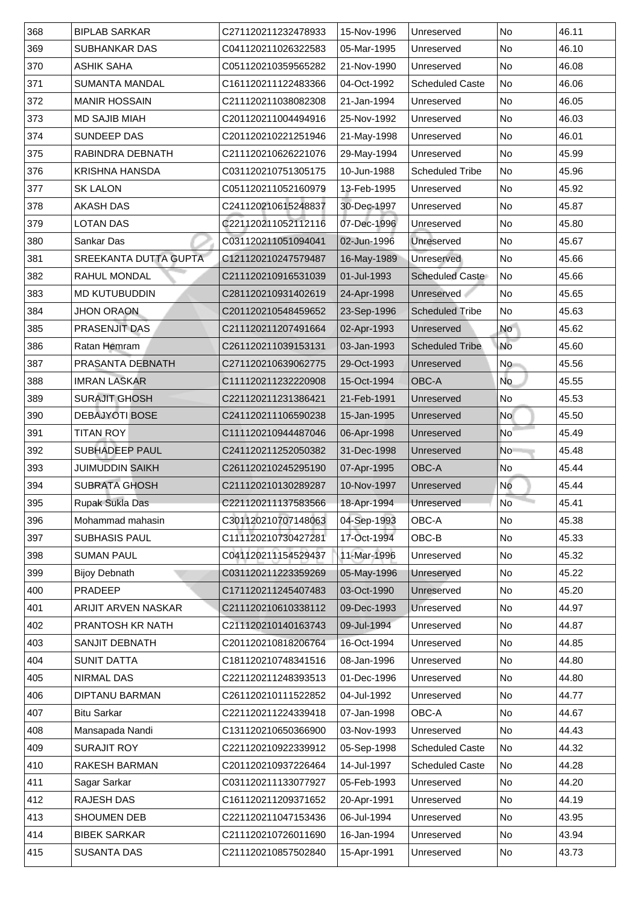| 368 | BIPLAB SARKAR | C271120211232478933 | 15-Nov-1996 | Unreserved | No | 46.11 |
|---|---|---|---|---|---|---|
| 369 | SUBHANKAR DAS | C041120211026322583 | 05-Mar-1995 | Unreserved | No | 46.10 |
| 370 | ASHIK SAHA | C051120210359565282 | 21-Nov-1990 | Unreserved | No | 46.08 |
| 371 | SUMANTA MANDAL | C161120211122483366 | 04-Oct-1992 | Scheduled Caste | No | 46.06 |
| 372 | MANIR HOSSAIN | C211120211038082308 | 21-Jan-1994 | Unreserved | No | 46.05 |
| 373 | MD SAJIB MIAH | C201120211004494916 | 25-Nov-1992 | Unreserved | No | 46.03 |
| 374 | SUNDEEP DAS | C201120210221251946 | 21-May-1998 | Unreserved | No | 46.01 |
| 375 | RABINDRA DEBNATH | C211120210626221076 | 29-May-1994 | Unreserved | No | 45.99 |
| 376 | KRISHNA HANSDA | C031120210751305175 | 10-Jun-1988 | Scheduled Tribe | No | 45.96 |
| 377 | SK LALON | C051120211052160979 | 13-Feb-1995 | Unreserved | No | 45.92 |
| 378 | AKASH DAS | C241120210615248837 | 30-Dec-1997 | Unreserved | No | 45.87 |
| 379 | LOTAN DAS | C221120211052112116 | 07-Dec-1996 | Unreserved | No | 45.80 |
| 380 | Sankar Das | C031120211051094041 | 02-Jun-1996 | Unreserved | No | 45.67 |
| 381 | SREEKANTA DUTTA GUPTA | C121120210247579487 | 16-May-1989 | Unreserved | No | 45.66 |
| 382 | RAHUL MONDAL | C211120210916531039 | 01-Jul-1993 | Scheduled Caste | No | 45.66 |
| 383 | MD KUTUBUDDIN | C281120210931402619 | 24-Apr-1998 | Unreserved | No | 45.65 |
| 384 | JHON ORAON | C201120210548459652 | 23-Sep-1996 | Scheduled Tribe | No | 45.63 |
| 385 | PRASENJIT DAS | C211120211207491664 | 02-Apr-1993 | Unreserved | No | 45.62 |
| 386 | Ratan Hemram | C261120211039153131 | 03-Jan-1993 | Scheduled Tribe | No | 45.60 |
| 387 | PRASANTA DEBNATH | C271120210639062775 | 29-Oct-1993 | Unreserved | No | 45.56 |
| 388 | IMRAN LASKAR | C111120211232220908 | 15-Oct-1994 | OBC-A | No | 45.55 |
| 389 | SURAJIT GHOSH | C221120211231386421 | 21-Feb-1991 | Unreserved | No | 45.53 |
| 390 | DEBAJYOTI BOSE | C241120211106590238 | 15-Jan-1995 | Unreserved | No | 45.50 |
| 391 | TITAN ROY | C111120210944487046 | 06-Apr-1998 | Unreserved | No | 45.49 |
| 392 | SUBHADEEP PAUL | C241120211252050382 | 31-Dec-1998 | Unreserved | No | 45.48 |
| 393 | JUIMUDDIN SAIKH | C261120210245295190 | 07-Apr-1995 | OBC-A | No | 45.44 |
| 394 | SUBRATA GHOSH | C211120210130289287 | 10-Nov-1997 | Unreserved | No | 45.44 |
| 395 | Rupak Sukla Das | C221120211137583566 | 18-Apr-1994 | Unreserved | No | 45.41 |
| 396 | Mohammad mahasin | C301120210707148063 | 04-Sep-1993 | OBC-A | No | 45.38 |
| 397 | SUBHASIS PAUL | C111120210730427281 | 17-Oct-1994 | OBC-B | No | 45.33 |
| 398 | SUMAN PAUL | C041120211154529437 | 11-Mar-1996 | Unreserved | No | 45.32 |
| 399 | Bijoy Debnath | C031120211223359269 | 05-May-1996 | Unreserved | No | 45.22 |
| 400 | PRADEEP | C171120211245407483 | 03-Oct-1990 | Unreserved | No | 45.20 |
| 401 | ARIJIT ARVEN NASKAR | C211120210610338112 | 09-Dec-1993 | Unreserved | No | 44.97 |
| 402 | PRANTOSH KR NATH | C211120210140163743 | 09-Jul-1994 | Unreserved | No | 44.87 |
| 403 | SANJIT DEBNATH | C201120210818206764 | 16-Oct-1994 | Unreserved | No | 44.85 |
| 404 | SUNIT DATTA | C181120210748341516 | 08-Jan-1996 | Unreserved | No | 44.80 |
| 405 | NIRMAL DAS | C221120211248393513 | 01-Dec-1996 | Unreserved | No | 44.80 |
| 406 | DIPTANU BARMAN | C261120210111522852 | 04-Jul-1992 | Unreserved | No | 44.77 |
| 407 | Bitu Sarkar | C221120211224339418 | 07-Jan-1998 | OBC-A | No | 44.67 |
| 408 | Mansapada Nandi | C131120210650366900 | 03-Nov-1993 | Unreserved | No | 44.43 |
| 409 | SURAJIT ROY | C221120210922339912 | 05-Sep-1998 | Scheduled Caste | No | 44.32 |
| 410 | RAKESH BARMAN | C201120210937226464 | 14-Jul-1997 | Scheduled Caste | No | 44.28 |
| 411 | Sagar Sarkar | C031120211133077927 | 05-Feb-1993 | Unreserved | No | 44.20 |
| 412 | RAJESH DAS | C161120211209371652 | 20-Apr-1991 | Unreserved | No | 44.19 |
| 413 | SHOUMEN DEB | C221120211047153436 | 06-Jul-1994 | Unreserved | No | 43.95 |
| 414 | BIBEK SARKAR | C211120210726011690 | 16-Jan-1994 | Unreserved | No | 43.94 |
| 415 | SUSANTA DAS | C211120210857502840 | 15-Apr-1991 | Unreserved | No | 43.73 |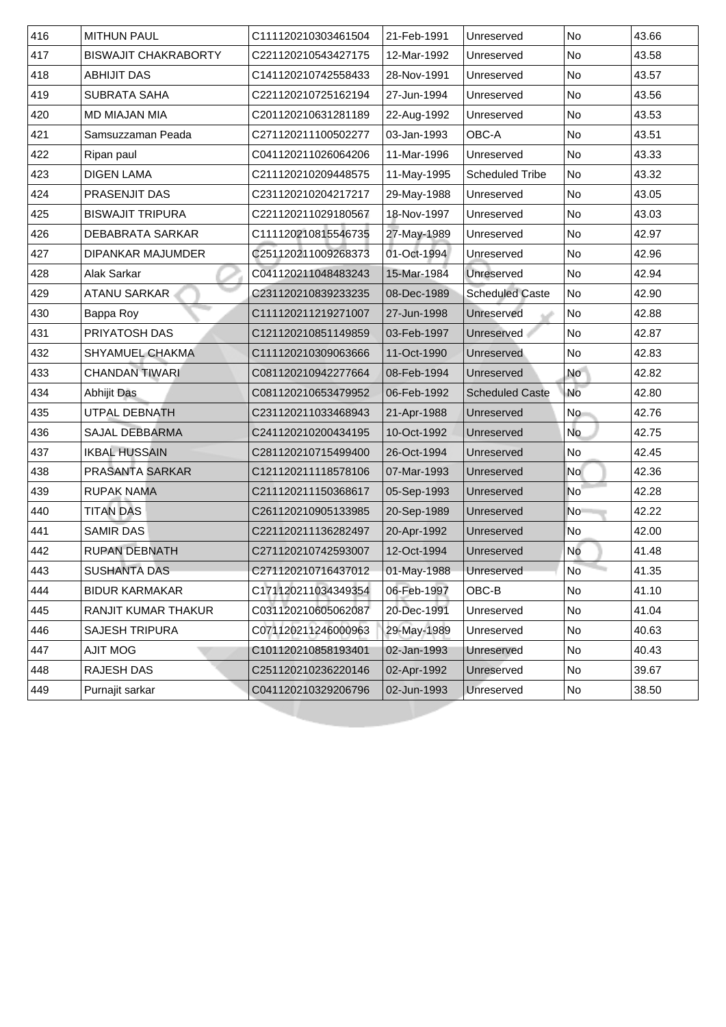| | | | | | | |
|---|---|---|---|---|---|---|
| 416 | MITHUN PAUL | C111120210303461504 | 21-Feb-1991 | Unreserved | No | 43.66 |
| 417 | BISWAJIT CHAKRABORTY | C221120210543427175 | 12-Mar-1992 | Unreserved | No | 43.58 |
| 418 | ABHIJIT DAS | C141120210742558433 | 28-Nov-1991 | Unreserved | No | 43.57 |
| 419 | SUBRATA SAHA | C221120210725162194 | 27-Jun-1994 | Unreserved | No | 43.56 |
| 420 | MD MIAJAN MIA | C201120210631281189 | 22-Aug-1992 | Unreserved | No | 43.53 |
| 421 | Samsuzzaman Peada | C271120211100502277 | 03-Jan-1993 | OBC-A | No | 43.51 |
| 422 | Ripan paul | C041120211026064206 | 11-Mar-1996 | Unreserved | No | 43.33 |
| 423 | DIGEN LAMA | C211120210209448575 | 11-May-1995 | Scheduled Tribe | No | 43.32 |
| 424 | PRASENJIT DAS | C231120210204217217 | 29-May-1988 | Unreserved | No | 43.05 |
| 425 | BISWAJIT TRIPURA | C221120211029180567 | 18-Nov-1997 | Unreserved | No | 43.03 |
| 426 | DEBABRATA SARKAR | C111120210815546735 | 27-May-1989 | Unreserved | No | 42.97 |
| 427 | DIPANKAR MAJUMDER | C251120211009268373 | 01-Oct-1994 | Unreserved | No | 42.96 |
| 428 | Alak Sarkar | C041120211048483243 | 15-Mar-1984 | Unreserved | No | 42.94 |
| 429 | ATANU SARKAR | C231120210839233235 | 08-Dec-1989 | Scheduled Caste | No | 42.90 |
| 430 | Bappa Roy | C111120211219271007 | 27-Jun-1998 | Unreserved | No | 42.88 |
| 431 | PRIYATOSH DAS | C121120210851149859 | 03-Feb-1997 | Unreserved | No | 42.87 |
| 432 | SHYAMUEL CHAKMA | C111120210309063666 | 11-Oct-1990 | Unreserved | No | 42.83 |
| 433 | CHANDAN TIWARI | C081120210942277664 | 08-Feb-1994 | Unreserved | No | 42.82 |
| 434 | Abhijit Das | C081120210653479952 | 06-Feb-1992 | Scheduled Caste | No | 42.80 |
| 435 | UTPAL DEBNATH | C231120211033468943 | 21-Apr-1988 | Unreserved | No | 42.76 |
| 436 | SAJAL DEBBARMA | C241120210200434195 | 10-Oct-1992 | Unreserved | No | 42.75 |
| 437 | IKBAL HUSSAIN | C281120210715499400 | 26-Oct-1994 | Unreserved | No | 42.45 |
| 438 | PRASANTA SARKAR | C121120211118578106 | 07-Mar-1993 | Unreserved | No | 42.36 |
| 439 | RUPAK NAMA | C211120211150368617 | 05-Sep-1993 | Unreserved | No | 42.28 |
| 440 | TITAN DAS | C261120210905133985 | 20-Sep-1989 | Unreserved | No | 42.22 |
| 441 | SAMIR DAS | C221120211136282497 | 20-Apr-1992 | Unreserved | No | 42.00 |
| 442 | RUPAN DEBNATH | C271120210742593007 | 12-Oct-1994 | Unreserved | No | 41.48 |
| 443 | SUSHANTA DAS | C271120210716437012 | 01-May-1988 | Unreserved | No | 41.35 |
| 444 | BIDUR KARMAKAR | C171120211034349354 | 06-Feb-1997 | OBC-B | No | 41.10 |
| 445 | RANJIT KUMAR THAKUR | C031120210605062087 | 20-Dec-1991 | Unreserved | No | 41.04 |
| 446 | SAJESH TRIPURA | C071120211246000963 | 29-May-1989 | Unreserved | No | 40.63 |
| 447 | AJIT MOG | C101120210858193401 | 02-Jan-1993 | Unreserved | No | 40.43 |
| 448 | RAJESH DAS | C251120210236220146 | 02-Apr-1992 | Unreserved | No | 39.67 |
| 449 | Purnajit sarkar | C041120210329206796 | 02-Jun-1993 | Unreserved | No | 38.50 |